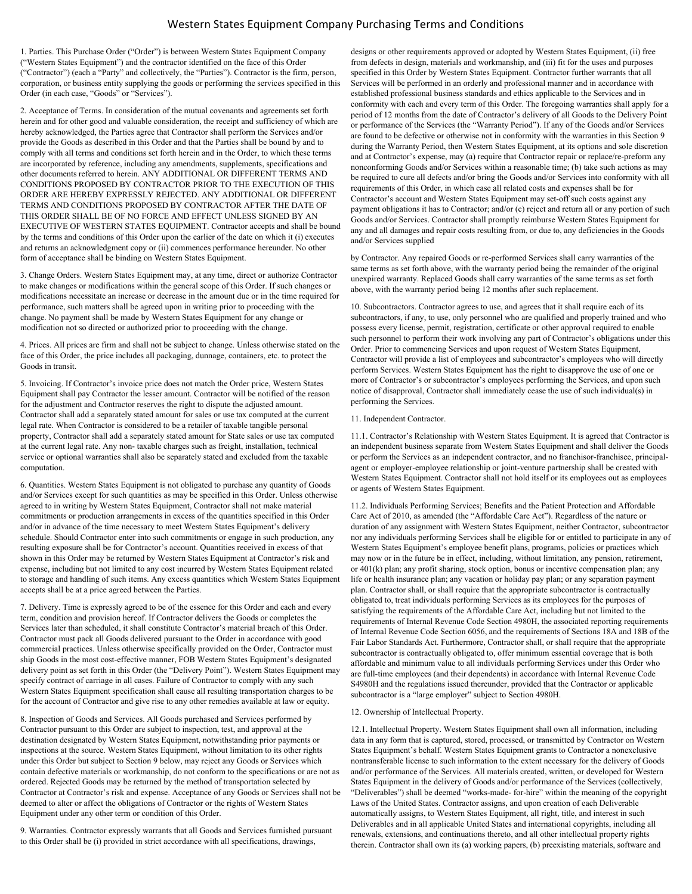# Western States Equipment Company Purchasing Terms and Conditions

1. Parties. This Purchase Order ("Order") is between Western States Equipment Company ("Western States Equipment") and the contractor identified on the face of this Order ("Contractor") (each a "Party" and collectively, the "Parties"). Contractor is the firm, person, corporation, or business entity supplying the goods or performing the services specified in this Order (in each case, "Goods" or "Services").

2. Acceptance of Terms. In consideration of the mutual covenants and agreements set forth herein and for other good and valuable consideration, the receipt and sufficiency of which are hereby acknowledged, the Parties agree that Contractor shall perform the Services and/or provide the Goods as described in this Order and that the Parties shall be bound by and to comply with all terms and conditions set forth herein and in the Order, to which these terms are incorporated by reference, including any amendments, supplements, specifications and other documents referred to herein. ANY ADDITIONAL OR DIFFERENT TERMS AND CONDITIONS PROPOSED BY CONTRACTOR PRIOR TO THE EXECUTION OF THIS ORDER ARE HEREBY EXPRESSLY REJECTED. ANY ADDITIONAL OR DIFFERENT TERMS AND CONDITIONS PROPOSED BY CONTRACTOR AFTER THE DATE OF THIS ORDER SHALL BE OF NO FORCE AND EFFECT UNLESS SIGNED BY AN EXECUTIVE OF WESTERN STATES EQUIPMENT. Contractor accepts and shall be bound by the terms and conditions of this Order upon the earlier of the date on which it (i) executes and returns an acknowledgment copy or (ii) commences performance hereunder. No other form of acceptance shall be binding on Western States Equipment.

3. Change Orders. Western States Equipment may, at any time, direct or authorize Contractor to make changes or modifications within the general scope of this Order. If such changes or modifications necessitate an increase or decrease in the amount due or in the time required for performance, such matters shall be agreed upon in writing prior to proceeding with the change. No payment shall be made by Western States Equipment for any change or modification not so directed or authorized prior to proceeding with the change.

4. Prices. All prices are firm and shall not be subject to change. Unless otherwise stated on the face of this Order, the price includes all packaging, dunnage, containers, etc. to protect the Goods in transit.

5. Invoicing. If Contractor's invoice price does not match the Order price, Western States Equipment shall pay Contractor the lesser amount. Contractor will be notified of the reason for the adjustment and Contractor reserves the right to dispute the adjusted amount. Contractor shall add a separately stated amount for sales or use tax computed at the current legal rate. When Contractor is considered to be a retailer of taxable tangible personal property, Contractor shall add a separately stated amount for State sales or use tax computed at the current legal rate. Any non- taxable charges such as freight, installation, technical service or optional warranties shall also be separately stated and excluded from the taxable computation.

6. Quantities. Western States Equipment is not obligated to purchase any quantity of Goods and/or Services except for such quantities as may be specified in this Order. Unless otherwise agreed to in writing by Western States Equipment, Contractor shall not make material commitments or production arrangements in excess of the quantities specified in this Order and/or in advance of the time necessary to meet Western States Equipment's delivery schedule. Should Contractor enter into such commitments or engage in such production, any resulting exposure shall be for Contractor's account. Quantities received in excess of that shown in this Order may be returned by Western States Equipment at Contractor's risk and expense, including but not limited to any cost incurred by Western States Equipment related to storage and handling of such items. Any excess quantities which Western States Equipment accepts shall be at a price agreed between the Parties.

7. Delivery. Time is expressly agreed to be of the essence for this Order and each and every term, condition and provision hereof. If Contractor delivers the Goods or completes the Services later than scheduled, it shall constitute Contractor's material breach of this Order. Contractor must pack all Goods delivered pursuant to the Order in accordance with good commercial practices. Unless otherwise specifically provided on the Order, Contractor must ship Goods in the most cost-effective manner, FOB Western States Equipment's designated delivery point as set forth in this Order (the "Delivery Point"). Western States Equipment may specify contract of carriage in all cases. Failure of Contractor to comply with any such Western States Equipment specification shall cause all resulting transportation charges to be for the account of Contractor and give rise to any other remedies available at law or equity.

8. Inspection of Goods and Services. All Goods purchased and Services performed by Contractor pursuant to this Order are subject to inspection, test, and approval at the destination designated by Western States Equipment, notwithstanding prior payments or inspections at the source. Western States Equipment, without limitation to its other rights under this Order but subject to Section 9 below, may reject any Goods or Services which contain defective materials or workmanship, do not conform to the specifications or are not as ordered. Rejected Goods may be returned by the method of transportation selected by Contractor at Contractor's risk and expense. Acceptance of any Goods or Services shall not be deemed to alter or affect the obligations of Contractor or the rights of Western States Equipment under any other term or condition of this Order.

9. Warranties. Contractor expressly warrants that all Goods and Services furnished pursuant to this Order shall be (i) provided in strict accordance with all specifications, drawings, designs or other requirements approved or adopted by Western States Equipment, (ii) free from defects in design, materials and workmanship, and (iii) fit for the uses and purposes specified in this Order by Western States Equipment. Contractor further warrants that all Services will be performed in an orderly and professional manner and in accordance with established professional business standards and ethics applicable to the Services and in conformity with each and every term of this Order. The foregoing warranties shall apply for a period of 12 months from the date of Contractor's delivery of all Goods to the Delivery Point or performance of the Services (the "Warranty Period"). If any of the Goods and/or Services are found to be defective or otherwise not in conformity with the warranties in this Section 9 during the Warranty Period, then Western States Equipment, at its options and sole discretion and at Contractor's expense, may (a) require that Contractor repair or replace/re-preform any nonconforming Goods and/or Services within a reasonable time; (b) take such actions as may be required to cure all defects and/or bring the Goods and/or Services into conformity with all requirements of this Order, in which case all related costs and expenses shall be for Contractor's account and Western States Equipment may set-off such costs against any payment obligations it has to Contractor; and/or (c) reject and return all or any portion of such Goods and/or Services. Contractor shall promptly reimburse Western States Equipment for any and all damages and repair costs resulting from, or due to, any deficiencies in the Goods and/or Services supplied by Contractor. Any repaired Goods or re-performed Services shall carry warranties of the same terms as set forth above, with the warranty period being the remainder of the original unexpired warranty. Replaced Goods shall carry warranties of the same terms as set forth above, with the warranty period being 12 months after such replacement.

10. Subcontractors. Contractor agrees to use, and agrees that it shall require each of its subcontractors, if any, to use, only personnel who are qualified and properly trained and who possess every license, permit, registration, certificate or other approval required to enable such personnel to perform their work involving any part of Contractor's obligations under this Order. Prior to commencing Services and upon request of Western States Equipment, Contractor will provide a list of employees and subcontractor's employees who will directly perform Services. Western States Equipment has the right to disapprove the use of one or more of Contractor's or subcontractor's employees performing the Services, and upon such notice of disapproval, Contractor shall immediately cease the use of such individual(s) in performing the Services.

11. Independent Contractor.

11.1. Contractor's Relationship with Western States Equipment. It is agreed that Contractor is an independent business separate from Western States Equipment and shall deliver the Goods or perform the Services as an independent contractor, and no franchisor-franchisee, principal-agent or employer-employee relationship or joint-venture partnership shall be created with Western States Equipment. Contractor shall not hold itself or its employees out as employees or agents of Western States Equipment.

11.2. Individuals Performing Services; Benefits and the Patient Protection and Affordable Care Act of 2010, as amended (the "Affordable Care Act"). Regardless of the nature or duration of any assignment with Western States Equipment, neither Contractor, subcontractor nor any individuals performing Services shall be eligible for or entitled to participate in any of Western States Equipment's employee benefit plans, programs, policies or practices which may now or in the future be in effect, including, without limitation, any pension, retirement, or 401(k) plan; any profit sharing, stock option, bonus or incentive compensation plan; any life or health insurance plan; any vacation or holiday pay plan; or any separation payment plan. Contractor shall, or shall require that the appropriate subcontractor is contractually obligated to, treat individuals performing Services as its employees for the purposes of satisfying the requirements of the Affordable Care Act, including but not limited to the requirements of Internal Revenue Code Section 4980H, the associated reporting requirements of Internal Revenue Code Section 6056, and the requirements of Sections 18A and 18B of the Fair Labor Standards Act. Furthermore, Contractor shall, or shall require that the appropriate subcontractor is contractually obligated to, offer minimum essential coverage that is both affordable and minimum value to all individuals performing Services under this Order who are full-time employees (and their dependents) in accordance with Internal Revenue Code S4980H and the regulations issued thereunder, provided that the Contractor or applicable subcontractor is a "large employer" subject to Section 4980H.

12. Ownership of Intellectual Property.

12.1. Intellectual Property. Western States Equipment shall own all information, including data in any form that is captured, stored, processed, or transmitted by Contractor on Western States Equipment's behalf. Western States Equipment grants to Contractor a nonexclusive nontransferable license to such information to the extent necessary for the delivery of Goods and/or performance of the Services. All materials created, written, or developed for Western States Equipment in the delivery of Goods and/or performance of the Services (collectively, "Deliverables") shall be deemed "works-made- for-hire" within the meaning of the copyright Laws of the United States. Contractor assigns, and upon creation of each Deliverable automatically assigns, to Western States Equipment, all right, title, and interest in such Deliverables and in all applicable United States and international copyrights, including all renewals, extensions, and continuations thereto, and all other intellectual property rights therein. Contractor shall own its (a) working papers, (b) preexisting materials, software and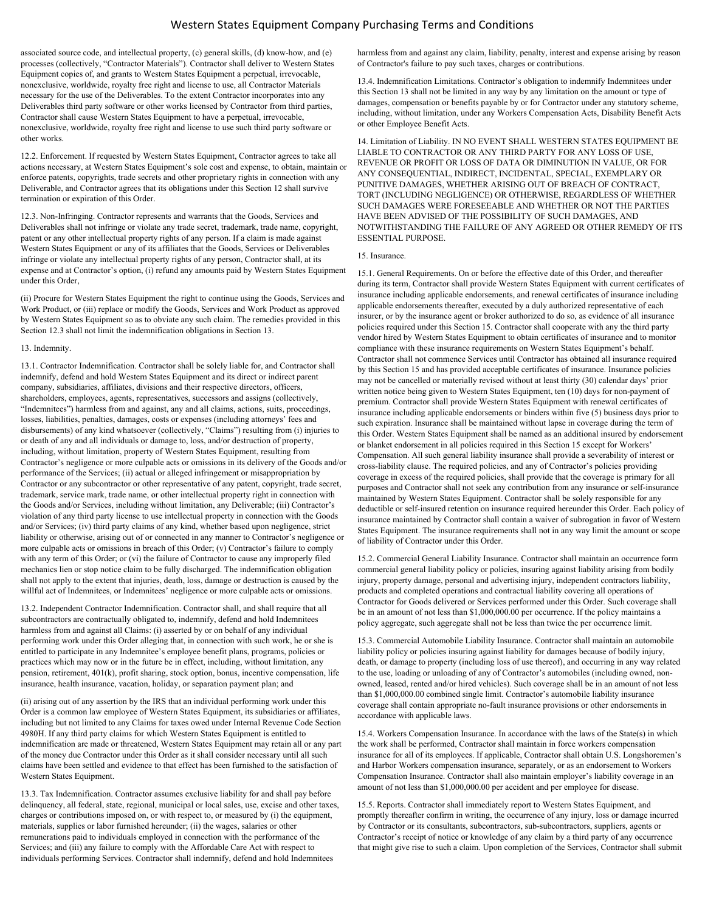associated source code, and intellectual property, (c) general skills, (d) know-how, and (e) processes (collectively, "Contractor Materials"). Contractor shall deliver to Western States Equipment copies of, and grants to Western States Equipment a perpetual, irrevocable, nonexclusive, worldwide, royalty free right and license to use, all Contractor Materials necessary for the use of the Deliverables. To the extent Contractor incorporates into any Deliverables third party software or other works licensed by Contractor from third parties, Contractor shall cause Western States Equipment to have a perpetual, irrevocable, nonexclusive, worldwide, royalty free right and license to use such third party software or other works.

12.2. Enforcement. If requested by Western States Equipment, Contractor agrees to take all actions necessary, at Western States Equipment's sole cost and expense, to obtain, maintain or enforce patents, copyrights, trade secrets and other proprietary rights in connection with any Deliverable, and Contractor agrees that its obligations under this Section 12 shall survive termination or expiration of this Order.

12.3. Non-Infringing. Contractor represents and warrants that the Goods, Services and Deliverables shall not infringe or violate any trade secret, trademark, trade name, copyright, patent or any other intellectual property rights of any person. If a claim is made against Western States Equipment or any of its affiliates that the Goods, Services or Deliverables infringe or violate any intellectual property rights of any person, Contractor shall, at its expense and at Contractor's option, (i) refund any amounts paid by Western States Equipment under this Order,

(ii) Procure for Western States Equipment the right to continue using the Goods, Services and Work Product, or (iii) replace or modify the Goods, Services and Work Product as approved by Western States Equipment so as to obviate any such claim. The remedies provided in this Section 12.3 shall not limit the indemnification obligations in Section 13.

13. Indemnity.

13.1. Contractor Indemnification. Contractor shall be solely liable for, and Contractor shall indemnify, defend and hold Western States Equipment and its direct or indirect parent company, subsidiaries, affiliates, divisions and their respective directors, officers, shareholders, employees, agents, representatives, successors and assigns (collectively, "Indemnitees") harmless from and against, any and all claims, actions, suits, proceedings, losses, liabilities, penalties, damages, costs or expenses (including attorneys' fees and disbursements) of any kind whatsoever (collectively, "Claims") resulting from (i) injuries to or death of any and all individuals or damage to, loss, and/or destruction of property, including, without limitation, property of Western States Equipment, resulting from Contractor's negligence or more culpable acts or omissions in its delivery of the Goods and/or performance of the Services; (ii) actual or alleged infringement or misappropriation by Contractor or any subcontractor or other representative of any patent, copyright, trade secret, trademark, service mark, trade name, or other intellectual property right in connection with the Goods and/or Services, including without limitation, any Deliverable; (iii) Contractor's violation of any third party license to use intellectual property in connection with the Goods and/or Services; (iv) third party claims of any kind, whether based upon negligence, strict liability or otherwise, arising out of or connected in any manner to Contractor's negligence or more culpable acts or omissions in breach of this Order; (v) Contractor's failure to comply with any term of this Order; or (vi) the failure of Contractor to cause any improperly filed mechanics lien or stop notice claim to be fully discharged. The indemnification obligation shall not apply to the extent that injuries, death, loss, damage or destruction is caused by the willful act of Indemnitees, or Indemnitees' negligence or more culpable acts or omissions.

13.2. Independent Contractor Indemnification. Contractor shall, and shall require that all subcontractors are contractually obligated to, indemnify, defend and hold Indemnitees harmless from and against all Claims: (i) asserted by or on behalf of any individual performing work under this Order alleging that, in connection with such work, he or she is entitled to participate in any Indemnitee's employee benefit plans, programs, policies or practices which may now or in the future be in effect, including, without limitation, any pension, retirement, 401(k), profit sharing, stock option, bonus, incentive compensation, life insurance, health insurance, vacation, holiday, or separation payment plan; and

(ii) arising out of any assertion by the IRS that an individual performing work under this Order is a common law employee of Western States Equipment, its subsidiaries or affiliates, including but not limited to any Claims for taxes owed under Internal Revenue Code Section 4980H. If any third party claims for which Western States Equipment is entitled to indemnification are made or threatened, Western States Equipment may retain all or any part of the money due Contractor under this Order as it shall consider necessary until all such claims have been settled and evidence to that effect has been furnished to the satisfaction of Western States Equipment.

13.3. Tax Indemnification. Contractor assumes exclusive liability for and shall pay before delinquency, all federal, state, regional, municipal or local sales, use, excise and other taxes, charges or contributions imposed on, or with respect to, or measured by (i) the equipment, materials, supplies or labor furnished hereunder; (ii) the wages, salaries or other remunerations paid to individuals employed in connection with the performance of the Services; and (iii) any failure to comply with the Affordable Care Act with respect to individuals performing Services. Contractor shall indemnify, defend and hold Indemnitees harmless from and against any claim, liability, penalty, interest and expense arising by reason of Contractor's failure to pay such taxes, charges or contributions.

13.4. Indemnification Limitations. Contractor's obligation to indemnify Indemnitees under this Section 13 shall not be limited in any way by any limitation on the amount or type of damages, compensation or benefits payable by or for Contractor under any statutory scheme, including, without limitation, under any Workers Compensation Acts, Disability Benefit Acts or other Employee Benefit Acts.

14. Limitation of Liability. IN NO EVENT SHALL WESTERN STATES EQUIPMENT BE LIABLE TO CONTRACTOR OR ANY THIRD PARTY FOR ANY LOSS OF USE, REVENUE OR PROFIT OR LOSS OF DATA OR DIMINUTION IN VALUE, OR FOR ANY CONSEQUENTIAL, INDIRECT, INCIDENTAL, SPECIAL, EXEMPLARY OR PUNITIVE DAMAGES, WHETHER ARISING OUT OF BREACH OF CONTRACT, TORT (INCLUDING NEGLIGENCE) OR OTHERWISE, REGARDLESS OF WHETHER SUCH DAMAGES WERE FORESEEABLE AND WHETHER OR NOT THE PARTIES HAVE BEEN ADVISED OF THE POSSIBILITY OF SUCH DAMAGES, AND NOTWITHSTANDING THE FAILURE OF ANY AGREED OR OTHER REMEDY OF ITS ESSENTIAL PURPOSE.

15. Insurance.

15.1. General Requirements. On or before the effective date of this Order, and thereafter during its term, Contractor shall provide Western States Equipment with current certificates of insurance including applicable endorsements, and renewal certificates of insurance including applicable endorsements thereafter, executed by a duly authorized representative of each insurer, or by the insurance agent or broker authorized to do so, as evidence of all insurance policies required under this Section 15. Contractor shall cooperate with any the third party vendor hired by Western States Equipment to obtain certificates of insurance and to monitor compliance with these insurance requirements on Western States Equipment's behalf. Contractor shall not commence Services until Contractor has obtained all insurance required by this Section 15 and has provided acceptable certificates of insurance. Insurance policies may not be cancelled or materially revised without at least thirty (30) calendar days' prior written notice being given to Western States Equipment, ten (10) days for non-payment of premium. Contractor shall provide Western States Equipment with renewal certificates of insurance including applicable endorsements or binders within five (5) business days prior to such expiration. Insurance shall be maintained without lapse in coverage during the term of this Order. Western States Equipment shall be named as an additional insured by endorsement or blanket endorsement in all policies required in this Section 15 except for Workers' Compensation. All such general liability insurance shall provide a severability of interest or cross-liability clause. The required policies, and any of Contractor's policies providing coverage in excess of the required policies, shall provide that the coverage is primary for all purposes and Contractor shall not seek any contribution from any insurance or self-insurance maintained by Western States Equipment. Contractor shall be solely responsible for any deductible or self-insured retention on insurance required hereunder this Order. Each policy of insurance maintained by Contractor shall contain a waiver of subrogation in favor of Western States Equipment. The insurance requirements shall not in any way limit the amount or scope of liability of Contractor under this Order.

15.2. Commercial General Liability Insurance. Contractor shall maintain an occurrence form commercial general liability policy or policies, insuring against liability arising from bodily injury, property damage, personal and advertising injury, independent contractors liability, products and completed operations and contractual liability covering all operations of Contractor for Goods delivered or Services performed under this Order. Such coverage shall be in an amount of not less than $1,000,000.00 per occurrence. If the policy maintains a policy aggregate, such aggregate shall not be less than twice the per occurrence limit.

15.3. Commercial Automobile Liability Insurance. Contractor shall maintain an automobile liability policy or policies insuring against liability for damages because of bodily injury, death, or damage to property (including loss of use thereof), and occurring in any way related to the use, loading or unloading of any of Contractor's automobiles (including owned, non-owned, leased, rented and/or hired vehicles). Such coverage shall be in an amount of not less than $1,000,000.00 combined single limit. Contractor's automobile liability insurance coverage shall contain appropriate no-fault insurance provisions or other endorsements in accordance with applicable laws.

15.4. Workers Compensation Insurance. In accordance with the laws of the State(s) in which the work shall be performed, Contractor shall maintain in force workers compensation insurance for all of its employees. If applicable, Contractor shall obtain U.S. Longshoremen's and Harbor Workers compensation insurance, separately, or as an endorsement to Workers Compensation Insurance. Contractor shall also maintain employer's liability coverage in an amount of not less than $1,000,000.00 per accident and per employee for disease.

15.5. Reports. Contractor shall immediately report to Western States Equipment, and promptly thereafter confirm in writing, the occurrence of any injury, loss or damage incurred by Contractor or its consultants, subcontractors, sub-subcontractors, suppliers, agents or Contractor's receipt of notice or knowledge of any claim by a third party of any occurrence that might give rise to such a claim. Upon completion of the Services, Contractor shall submit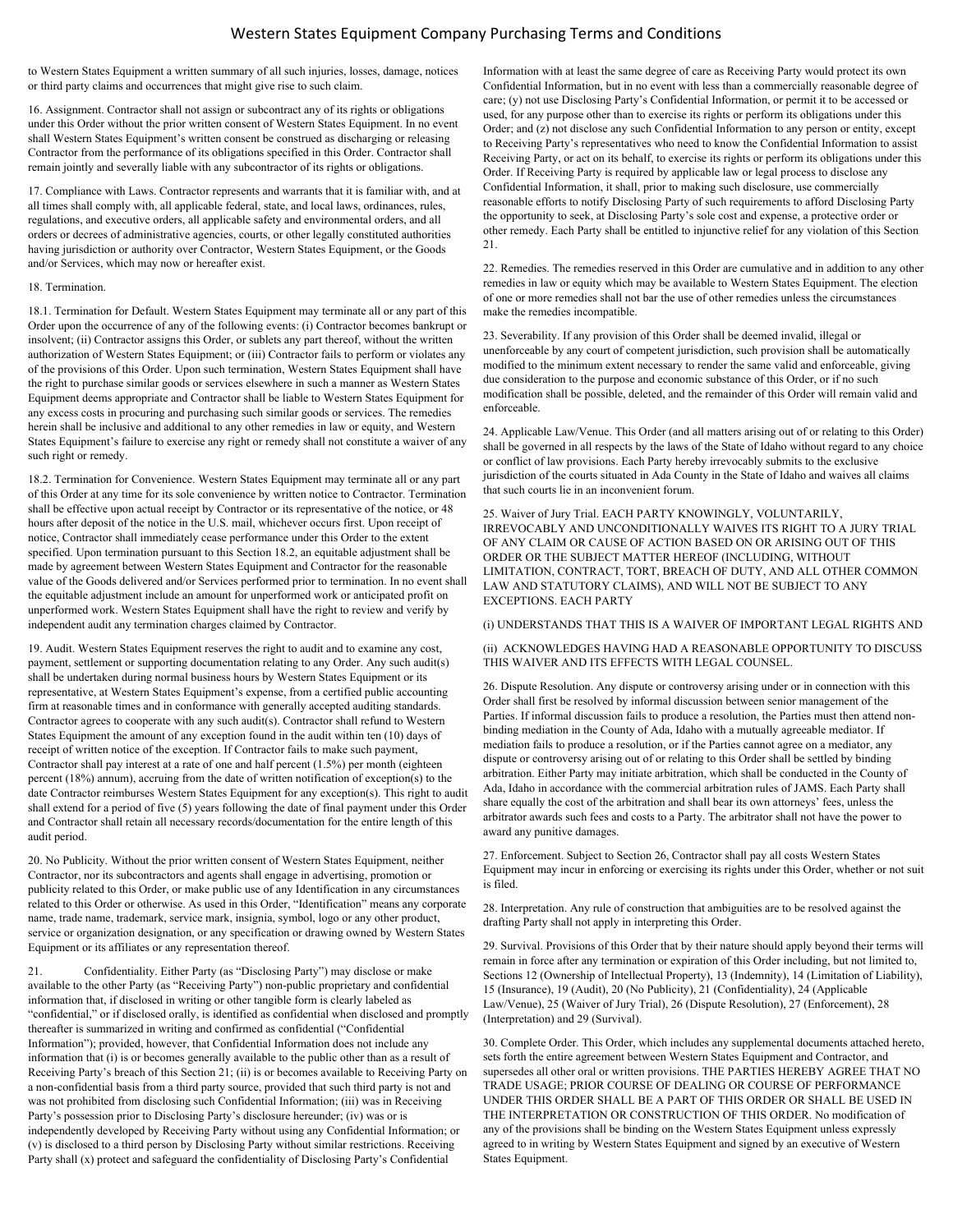to Western States Equipment a written summary of all such injuries, losses, damage, notices or third party claims and occurrences that might give rise to such claim.

16. Assignment. Contractor shall not assign or subcontract any of its rights or obligations under this Order without the prior written consent of Western States Equipment. In no event shall Western States Equipment's written consent be construed as discharging or releasing Contractor from the performance of its obligations specified in this Order. Contractor shall remain jointly and severally liable with any subcontractor of its rights or obligations.

17. Compliance with Laws. Contractor represents and warrants that it is familiar with, and at all times shall comply with, all applicable federal, state, and local laws, ordinances, rules, regulations, and executive orders, all applicable safety and environmental orders, and all orders or decrees of administrative agencies, courts, or other legally constituted authorities having jurisdiction or authority over Contractor, Western States Equipment, or the Goods and/or Services, which may now or hereafter exist.

18. Termination.

18.1. Termination for Default. Western States Equipment may terminate all or any part of this Order upon the occurrence of any of the following events: (i) Contractor becomes bankrupt or insolvent; (ii) Contractor assigns this Order, or sublets any part thereof, without the written authorization of Western States Equipment; or (iii) Contractor fails to perform or violates any of the provisions of this Order. Upon such termination, Western States Equipment shall have the right to purchase similar goods or services elsewhere in such a manner as Western States Equipment deems appropriate and Contractor shall be liable to Western States Equipment for any excess costs in procuring and purchasing such similar goods or services. The remedies herein shall be inclusive and additional to any other remedies in law or equity, and Western States Equipment's failure to exercise any right or remedy shall not constitute a waiver of any such right or remedy.

18.2. Termination for Convenience. Western States Equipment may terminate all or any part of this Order at any time for its sole convenience by written notice to Contractor. Termination shall be effective upon actual receipt by Contractor or its representative of the notice, or 48 hours after deposit of the notice in the U.S. mail, whichever occurs first. Upon receipt of notice, Contractor shall immediately cease performance under this Order to the extent specified. Upon termination pursuant to this Section 18.2, an equitable adjustment shall be made by agreement between Western States Equipment and Contractor for the reasonable value of the Goods delivered and/or Services performed prior to termination. In no event shall the equitable adjustment include an amount for unperformed work or anticipated profit on unperformed work. Western States Equipment shall have the right to review and verify by independent audit any termination charges claimed by Contractor.

19. Audit. Western States Equipment reserves the right to audit and to examine any cost, payment, settlement or supporting documentation relating to any Order. Any such audit(s) shall be undertaken during normal business hours by Western States Equipment or its representative, at Western States Equipment's expense, from a certified public accounting firm at reasonable times and in conformance with generally accepted auditing standards. Contractor agrees to cooperate with any such audit(s). Contractor shall refund to Western States Equipment the amount of any exception found in the audit within ten (10) days of receipt of written notice of the exception. If Contractor fails to make such payment, Contractor shall pay interest at a rate of one and half percent (1.5%) per month (eighteen percent (18%) annum), accruing from the date of written notification of exception(s) to the date Contractor reimburses Western States Equipment for any exception(s). This right to audit shall extend for a period of five (5) years following the date of final payment under this Order and Contractor shall retain all necessary records/documentation for the entire length of this audit period.

20. No Publicity. Without the prior written consent of Western States Equipment, neither Contractor, nor its subcontractors and agents shall engage in advertising, promotion or publicity related to this Order, or make public use of any Identification in any circumstances related to this Order or otherwise. As used in this Order, "Identification" means any corporate name, trade name, trademark, service mark, insignia, symbol, logo or any other product, service or organization designation, or any specification or drawing owned by Western States Equipment or its affiliates or any representation thereof.

21. Confidentiality. Either Party (as "Disclosing Party") may disclose or make available to the other Party (as "Receiving Party") non-public proprietary and confidential information that, if disclosed in writing or other tangible form is clearly labeled as "confidential," or if disclosed orally, is identified as confidential when disclosed and promptly thereafter is summarized in writing and confirmed as confidential ("Confidential Information"); provided, however, that Confidential Information does not include any information that (i) is or becomes generally available to the public other than as a result of Receiving Party's breach of this Section 21; (ii) is or becomes available to Receiving Party on a non-confidential basis from a third party source, provided that such third party is not and was not prohibited from disclosing such Confidential Information; (iii) was in Receiving Party's possession prior to Disclosing Party's disclosure hereunder; (iv) was or is independently developed by Receiving Party without using any Confidential Information; or (v) is disclosed to a third person by Disclosing Party without similar restrictions. Receiving Party shall (x) protect and safeguard the confidentiality of Disclosing Party's Confidential Information with at least the same degree of care as Receiving Party would protect its own Confidential Information, but in no event with less than a commercially reasonable degree of care; (y) not use Disclosing Party's Confidential Information, or permit it to be accessed or used, for any purpose other than to exercise its rights or perform its obligations under this Order; and (z) not disclose any such Confidential Information to any person or entity, except to Receiving Party's representatives who need to know the Confidential Information to assist Receiving Party, or act on its behalf, to exercise its rights or perform its obligations under this Order. If Receiving Party is required by applicable law or legal process to disclose any Confidential Information, it shall, prior to making such disclosure, use commercially reasonable efforts to notify Disclosing Party of such requirements to afford Disclosing Party the opportunity to seek, at Disclosing Party's sole cost and expense, a protective order or other remedy. Each Party shall be entitled to injunctive relief for any violation of this Section 21.

22. Remedies. The remedies reserved in this Order are cumulative and in addition to any other remedies in law or equity which may be available to Western States Equipment. The election of one or more remedies shall not bar the use of other remedies unless the circumstances make the remedies incompatible.

23. Severability. If any provision of this Order shall be deemed invalid, illegal or unenforceable by any court of competent jurisdiction, such provision shall be automatically modified to the minimum extent necessary to render the same valid and enforceable, giving due consideration to the purpose and economic substance of this Order, or if no such modification shall be possible, deleted, and the remainder of this Order will remain valid and enforceable.

24. Applicable Law/Venue. This Order (and all matters arising out of or relating to this Order) shall be governed in all respects by the laws of the State of Idaho without regard to any choice or conflict of law provisions. Each Party hereby irrevocably submits to the exclusive jurisdiction of the courts situated in Ada County in the State of Idaho and waives all claims that such courts lie in an inconvenient forum.

25. Waiver of Jury Trial. EACH PARTY KNOWINGLY, VOLUNTARILY, IRREVOCABLY AND UNCONDITIONALLY WAIVES ITS RIGHT TO A JURY TRIAL OF ANY CLAIM OR CAUSE OF ACTION BASED ON OR ARISING OUT OF THIS ORDER OR THE SUBJECT MATTER HEREOF (INCLUDING, WITHOUT LIMITATION, CONTRACT, TORT, BREACH OF DUTY, AND ALL OTHER COMMON LAW AND STATUTORY CLAIMS), AND WILL NOT BE SUBJECT TO ANY EXCEPTIONS. EACH PARTY

(i) UNDERSTANDS THAT THIS IS A WAIVER OF IMPORTANT LEGAL RIGHTS AND

(ii) ACKNOWLEDGES HAVING HAD A REASONABLE OPPORTUNITY TO DISCUSS THIS WAIVER AND ITS EFFECTS WITH LEGAL COUNSEL.

26. Dispute Resolution. Any dispute or controversy arising under or in connection with this Order shall first be resolved by informal discussion between senior management of the Parties. If informal discussion fails to produce a resolution, the Parties must then attend non-binding mediation in the County of Ada, Idaho with a mutually agreeable mediator. If mediation fails to produce a resolution, or if the Parties cannot agree on a mediator, any dispute or controversy arising out of or relating to this Order shall be settled by binding arbitration. Either Party may initiate arbitration, which shall be conducted in the County of Ada, Idaho in accordance with the commercial arbitration rules of JAMS. Each Party shall share equally the cost of the arbitration and shall bear its own attorneys' fees, unless the arbitrator awards such fees and costs to a Party. The arbitrator shall not have the power to award any punitive damages.

27. Enforcement. Subject to Section 26, Contractor shall pay all costs Western States Equipment may incur in enforcing or exercising its rights under this Order, whether or not suit is filed.

28. Interpretation. Any rule of construction that ambiguities are to be resolved against the drafting Party shall not apply in interpreting this Order.

29. Survival. Provisions of this Order that by their nature should apply beyond their terms will remain in force after any termination or expiration of this Order including, but not limited to, Sections 12 (Ownership of Intellectual Property), 13 (Indemnity), 14 (Limitation of Liability), 15 (Insurance), 19 (Audit), 20 (No Publicity), 21 (Confidentiality), 24 (Applicable Law/Venue), 25 (Waiver of Jury Trial), 26 (Dispute Resolution), 27 (Enforcement), 28 (Interpretation) and 29 (Survival).

30. Complete Order. This Order, which includes any supplemental documents attached hereto, sets forth the entire agreement between Western States Equipment and Contractor, and supersedes all other oral or written provisions. THE PARTIES HEREBY AGREE THAT NO TRADE USAGE; PRIOR COURSE OF DEALING OR COURSE OF PERFORMANCE UNDER THIS ORDER SHALL BE A PART OF THIS ORDER OR SHALL BE USED IN THE INTERPRETATION OR CONSTRUCTION OF THIS ORDER. No modification of any of the provisions shall be binding on the Western States Equipment unless expressly agreed to in writing by Western States Equipment and signed by an executive of Western States Equipment.